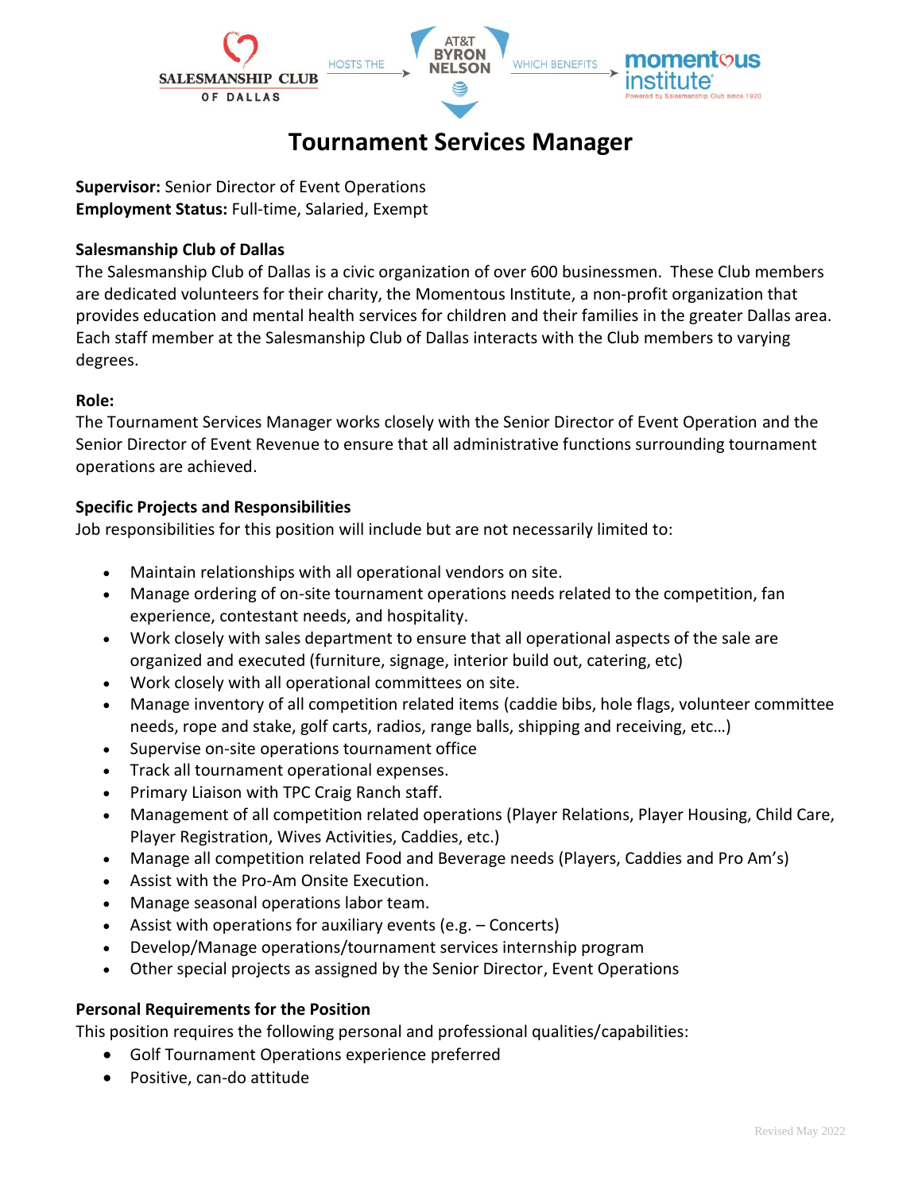SALESMANSHIP CLUB OF DALLAS HOSTS THE AT&T BYRON NELSON WHICH BENEFITS momentous institute Powered by Salesmanship Club since 1920

# Tournament Services Manager

**Supervisor:** Senior Director of Event Operations
**Employment Status:** Full-time, Salaried, Exempt

**Salesmanship Club of Dallas**
The Salesmanship Club of Dallas is a civic organization of over 600 businessmen. These Club members are dedicated volunteers for their charity, the Momentous Institute, a non-profit organization that provides education and mental health services for children and their families in the greater Dallas area. Each staff member at the Salesmanship Club of Dallas interacts with the Club members to varying degrees.

**Role:**
The Tournament Services Manager works closely with the Senior Director of Event Operation and the Senior Director of Event Revenue to ensure that all administrative functions surrounding tournament operations are achieved.

**Specific Projects and Responsibilities**
Job responsibilities for this position will include but are not necessarily limited to:

- Maintain relationships with all operational vendors on site.
- Manage ordering of on-site tournament operations needs related to the competition, fan experience, contestant needs, and hospitality.
- Work closely with sales department to ensure that all operational aspects of the sale are organized and executed (furniture, signage, interior build out, catering, etc)
- Work closely with all operational committees on site.
- Manage inventory of all competition related items (caddie bibs, hole flags, volunteer committee needs, rope and stake, golf carts, radios, range balls, shipping and receiving, etc…)
- Supervise on-site operations tournament office
- Track all tournament operational expenses.
- Primary Liaison with TPC Craig Ranch staff.
- Management of all competition related operations (Player Relations, Player Housing, Child Care, Player Registration, Wives Activities, Caddies, etc.)
- Manage all competition related Food and Beverage needs (Players, Caddies and Pro Am's)
- Assist with the Pro-Am Onsite Execution.
- Manage seasonal operations labor team.
- Assist with operations for auxiliary events (e.g. – Concerts)
- Develop/Manage operations/tournament services internship program
- Other special projects as assigned by the Senior Director, Event Operations

**Personal Requirements for the Position**
This position requires the following personal and professional qualities/capabilities:

- Golf Tournament Operations experience preferred
- Positive, can-do attitude

Revised May 2022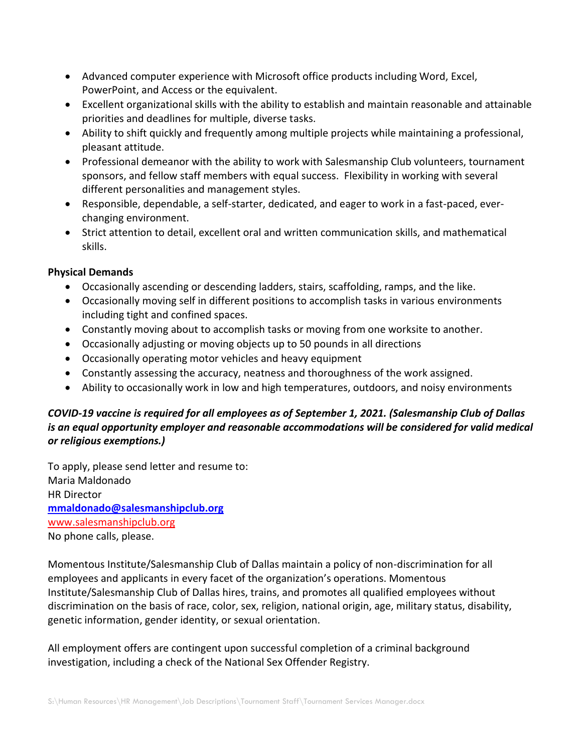- Advanced computer experience with Microsoft office products including Word, Excel, PowerPoint, and Access or the equivalent.
- Excellent organizational skills with the ability to establish and maintain reasonable and attainable priorities and deadlines for multiple, diverse tasks.
- Ability to shift quickly and frequently among multiple projects while maintaining a professional, pleasant attitude.
- Professional demeanor with the ability to work with Salesmanship Club volunteers, tournament sponsors, and fellow staff members with equal success. Flexibility in working with several different personalities and management styles.
- Responsible, dependable, a self-starter, dedicated, and eager to work in a fast-paced, ever-changing environment.
- Strict attention to detail, excellent oral and written communication skills, and mathematical skills.

**Physical Demands**

- Occasionally ascending or descending ladders, stairs, scaffolding, ramps, and the like.
- Occasionally moving self in different positions to accomplish tasks in various environments including tight and confined spaces.
- Constantly moving about to accomplish tasks or moving from one worksite to another.
- Occasionally adjusting or moving objects up to 50 pounds in all directions
- Occasionally operating motor vehicles and heavy equipment
- Constantly assessing the accuracy, neatness and thoroughness of the work assigned.
- Ability to occasionally work in low and high temperatures, outdoors, and noisy environments

***COVID-19 vaccine is required for all employees as of September 1, 2021. (Salesmanship Club of Dallas is an equal opportunity employer and reasonable accommodations will be considered for valid medical or religious exemptions.)***

To apply, please send letter and resume to:
Maria Maldonado
HR Director
**mmaldonado@salesmanshipclub.org**
www.salesmanshipclub.org
No phone calls, please.

Momentous Institute/Salesmanship Club of Dallas maintain a policy of non-discrimination for all employees and applicants in every facet of the organization's operations. Momentous Institute/Salesmanship Club of Dallas hires, trains, and promotes all qualified employees without discrimination on the basis of race, color, sex, religion, national origin, age, military status, disability, genetic information, gender identity, or sexual orientation.

All employment offers are contingent upon successful completion of a criminal background investigation, including a check of the National Sex Offender Registry.